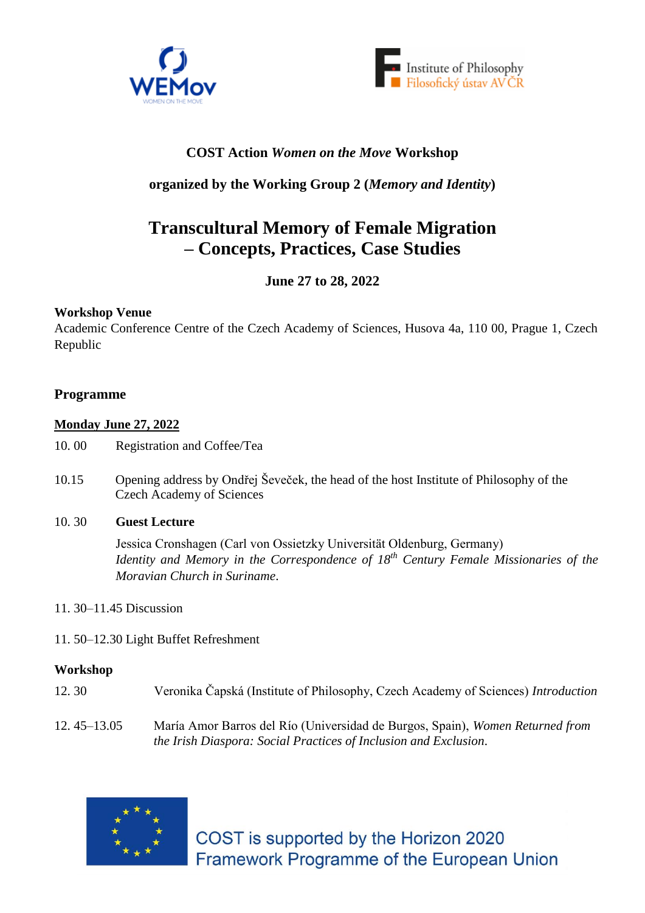**COST Action *Women on the Move* Workshop**

**organized by the Working Group 2 (*Memory and Identity*)**

# Transcultural Memory of Female Migration – Concepts, Practices, Case Studies

**June 27 to 28, 2022**

**Workshop Venue**

Academic Conference Centre of the Czech Academy of Sciences, Husova 4a, 110 00, Prague 1, Czech Republic

## Programme

### Monday June 27, 2022

10. 00 Registration and Coffee/Tea

10.15 Opening address by Ondřej Ševeček, the head of the host Institute of Philosophy of the Czech Academy of Sciences

10. 30 **Guest Lecture**

Jessica Cronshagen (Carl von Ossietzky Universität Oldenburg, Germany)
*Identity and Memory in the Correspondence of 18th Century Female Missionaries of the Moravian Church in Suriname*.

11. 30–11.45 Discussion

11. 50–12.30 Light Buffet Refreshment

**Workshop**

12. 30 Veronika Čapská (Institute of Philosophy, Czech Academy of Sciences) *Introduction*

12. 45–13.05 María Amor Barros del Río (Universidad de Burgos, Spain), *Women Returned from the Irish Diaspora: Social Practices of Inclusion and Exclusion*.

COST is supported by the Horizon 2020 Framework Programme of the European Union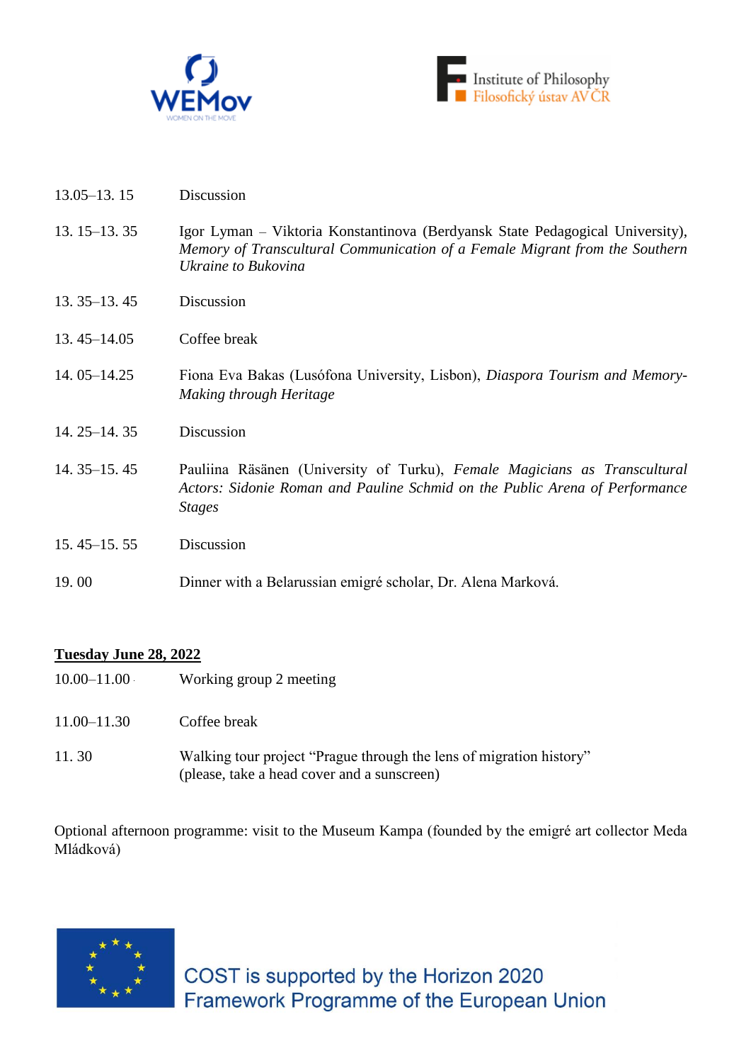| | |
|---|---|
| 13.05–13. 15 | Discussion |
| 13. 15–13. 35 | Igor Lyman – Viktoria Konstantinova (Berdyansk State Pedagogical University), *Memory of Transcultural Communication of a Female Migrant from the Southern Ukraine to Bukovina* |
| 13. 35–13. 45 | Discussion |
| 13. 45–14.05 | Coffee break |
| 14. 05–14.25 | Fiona Eva Bakas (Lusófona University, Lisbon), *Diaspora Tourism and Memory-Making through Heritage* |
| 14. 25–14. 35 | Discussion |
| 14. 35–15. 45 | Pauliina Räsänen (University of Turku), *Female Magicians as Transcultural Actors: Sidonie Roman and Pauline Schmid on the Public Arena of Performance Stages* |
| 15. 45–15. 55 | Discussion |
| 19. 00 | Dinner with a Belarussian emigré scholar, Dr. Alena Marková. |

**Tuesday June 28, 2022**

| | |
|---|---|
| 10.00–11.00 | Working group 2 meeting |
| 11.00–11.30 | Coffee break |
| 11. 30 | Walking tour project "Prague through the lens of migration history" (please, take a head cover and a sunscreen) |

Optional afternoon programme: visit to the Museum Kampa (founded by the emigré art collector Meda Mládková)

COST is supported by the Horizon 2020 Framework Programme of the European Union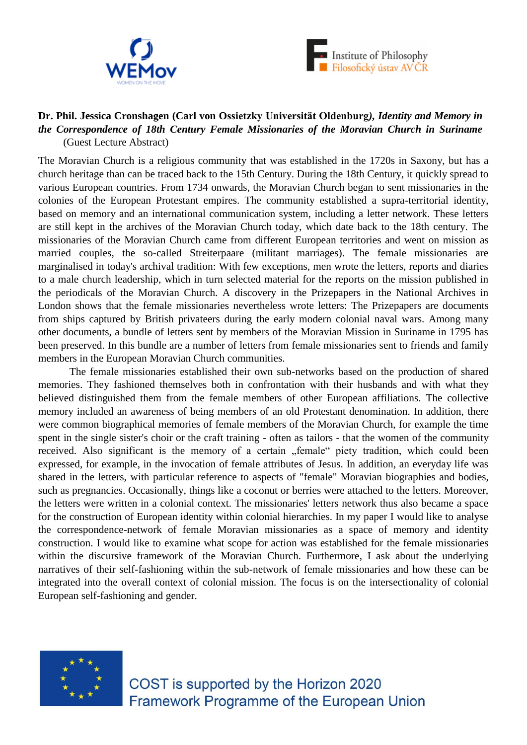**Dr. Phil. Jessica Cronshagen (Carl von Ossietzky Universität Oldenburg*), Identity and Memory in the Correspondence of 18th Century Female Missionaries of the Moravian Church in Suriname*** (Guest Lecture Abstract)

The Moravian Church is a religious community that was established in the 1720s in Saxony, but has a church heritage than can be traced back to the 15th Century. During the 18th Century, it quickly spread to various European countries. From 1734 onwards, the Moravian Church began to sent missionaries in the colonies of the European Protestant empires. The community established a supra-territorial identity, based on memory and an international communication system, including a letter network. These letters are still kept in the archives of the Moravian Church today, which date back to the 18th century. The missionaries of the Moravian Church came from different European territories and went on mission as married couples, the so-called Streiterpaare (militant marriages). The female missionaries are marginalised in today's archival tradition: With few exceptions, men wrote the letters, reports and diaries to a male church leadership, which in turn selected material for the reports on the mission published in the periodicals of the Moravian Church. A discovery in the Prizepapers in the National Archives in London shows that the female missionaries nevertheless wrote letters: The Prizepapers are documents from ships captured by British privateers during the early modern colonial naval wars. Among many other documents, a bundle of letters sent by members of the Moravian Mission in Suriname in 1795 has been preserved. In this bundle are a number of letters from female missionaries sent to friends and family members in the European Moravian Church communities.

The female missionaries established their own sub-networks based on the production of shared memories. They fashioned themselves both in confrontation with their husbands and with what they believed distinguished them from the female members of other European affiliations. The collective memory included an awareness of being members of an old Protestant denomination. In addition, there were common biographical memories of female members of the Moravian Church, for example the time spent in the single sister's choir or the craft training - often as tailors - that the women of the community received. Also significant is the memory of a certain „female" piety tradition, which could been expressed, for example, in the invocation of female attributes of Jesus. In addition, an everyday life was shared in the letters, with particular reference to aspects of "female" Moravian biographies and bodies, such as pregnancies. Occasionally, things like a coconut or berries were attached to the letters. Moreover, the letters were written in a colonial context. The missionaries' letters network thus also became a space for the construction of European identity within colonial hierarchies. In my paper I would like to analyse the correspondence-network of female Moravian missionaries as a space of memory and identity construction. I would like to examine what scope for action was established for the female missionaries within the discursive framework of the Moravian Church. Furthermore, I ask about the underlying narratives of their self-fashioning within the sub-network of female missionaries and how these can be integrated into the overall context of colonial mission. The focus is on the intersectionality of colonial European self-fashioning and gender.